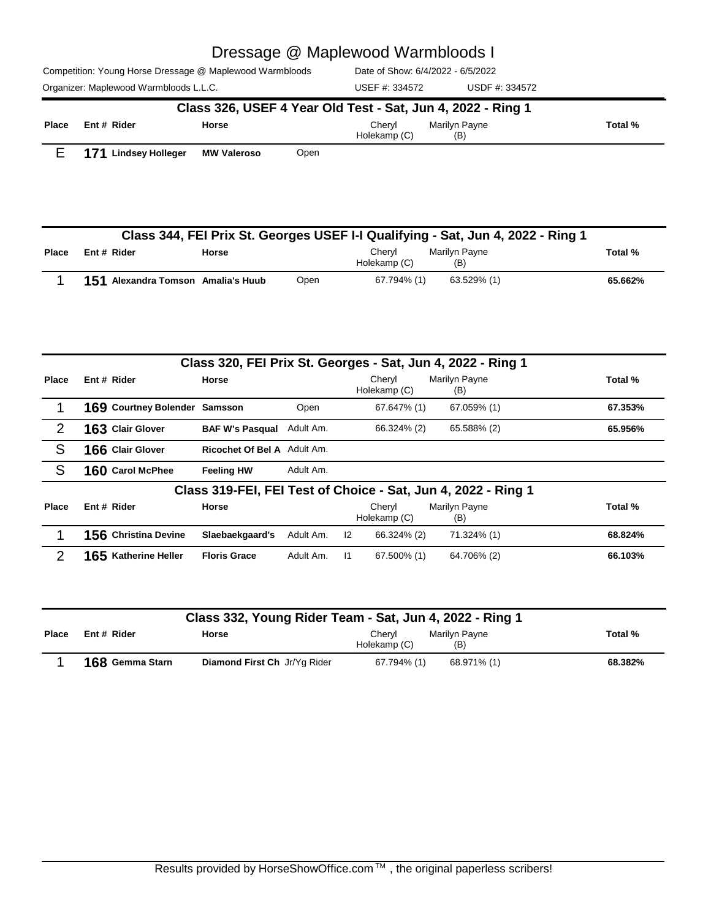# Dressage @ Maplewood Warmbloods I

Competition: Young Horse Dressage @ Maplewood Warmbloods | Date of Show: 6/4/2022 - 6/5/2022

Organizer: Maplewood Warmbloods L.L.C. | USEF #: 334572 | USDF #: 334572

## Class 326, USEF 4 Year Old Test - Sat, Jun 4, 2022 - Ring 1

| Place | Ent # | Rider | Horse | | | Cheryl Holekamp (C) | Marilyn Payne (B) | Total % |
|---|---|---|---|---|---|---|---|---|
| E | 171 | Lindsey Holleger | MW Valeroso | Open | | | | |

## Class 344, FEI Prix St. Georges USEF I-I Qualifying - Sat, Jun 4, 2022 - Ring 1

| Place | Ent # | Rider | Horse | | | Cheryl Holekamp (C) | Marilyn Payne (B) | Total % |
|---|---|---|---|---|---|---|---|---|
| 1 | 151 | Alexandra Tomson | Amalia's Huub | Open | | 67.794% (1) | 63.529% (1) | 65.662% |

## Class 320, FEI Prix St. Georges - Sat, Jun 4, 2022 - Ring 1

| Place | Ent # | Rider | Horse | | | Cheryl Holekamp (C) | Marilyn Payne (B) | Total % |
|---|---|---|---|---|---|---|---|---|
| 1 | 169 | Courtney Bolender | Samsson | Open | | 67.647% (1) | 67.059% (1) | 67.353% |
| 2 | 163 | Clair Glover | BAF W's Pasqual | Adult Am. | | 66.324% (2) | 65.588% (2) | 65.956% |
| S | 166 | Clair Glover | Ricochet Of Bel A | Adult Am. | | | | |
| S | 160 | Carol McPhee | Feeling HW | Adult Am. | | | | |

## Class 319-FEI, FEI Test of Choice - Sat, Jun 4, 2022 - Ring 1

| Place | Ent # | Rider | Horse | | | Cheryl Holekamp (C) | Marilyn Payne (B) | Total % |
|---|---|---|---|---|---|---|---|---|
| 1 | 156 | Christina Devine | Slaebaekgaard's | Adult Am. | I2 | 66.324% (2) | 71.324% (1) | 68.824% |
| 2 | 165 | Katherine Heller | Floris Grace | Adult Am. | I1 | 67.500% (1) | 64.706% (2) | 66.103% |

## Class 332, Young Rider Team - Sat, Jun 4, 2022 - Ring 1

| Place | Ent # | Rider | Horse | | | Cheryl Holekamp (C) | Marilyn Payne (B) | Total % |
|---|---|---|---|---|---|---|---|---|
| 1 | 168 | Gemma Starn | Diamond First Ch | Jr/Yg Rider | | 67.794% (1) | 68.971% (1) | 68.382% |

Results provided by HorseShowOffice.com ™ , the original paperless scribers!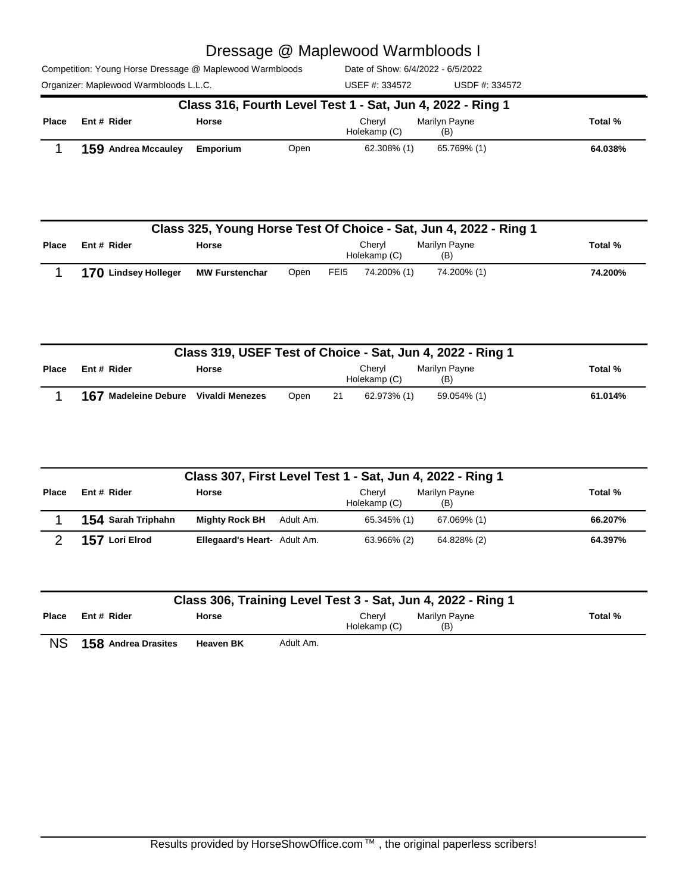# Dressage @ Maplewood Warmbloods I

Competition: Young Horse Dressage @ Maplewood Warmbloods | Date of Show: 6/4/2022 - 6/5/2022

Organizer: Maplewood Warmbloods L.L.C. | USEF #: 334572 | USDF #: 334572

## Class 316, Fourth Level Test 1 - Sat, Jun 4, 2022 - Ring 1

| Place | Ent # | Rider | Horse | | | Cheryl Holekamp (C) | Marilyn Payne (B) | Total % |
|---|---|---|---|---|---|---|---|---|
| 1 | 159 | Andrea Mccauley | Emporium | Open | | 62.308% (1) | 65.769% (1) | 64.038% |

## Class 325, Young Horse Test Of Choice - Sat, Jun 4, 2022 - Ring 1

| Place | Ent # | Rider | Horse | | | Cheryl Holekamp (C) | Marilyn Payne (B) | Total % |
|---|---|---|---|---|---|---|---|---|
| 1 | 170 | Lindsey Holleger | MW Furstenchar | Open | FEI5 | 74.200% (1) | 74.200% (1) | 74.200% |

## Class 319, USEF Test of Choice - Sat, Jun 4, 2022 - Ring 1

| Place | Ent # | Rider | Horse | | | Cheryl Holekamp (C) | Marilyn Payne (B) | Total % |
|---|---|---|---|---|---|---|---|---|
| 1 | 167 | Madeleine Debure | Vivaldi Menezes | Open | 21 | 62.973% (1) | 59.054% (1) | 61.014% |

## Class 307, First Level Test 1 - Sat, Jun 4, 2022 - Ring 1

| Place | Ent # | Rider | Horse | | | Cheryl Holekamp (C) | Marilyn Payne (B) | Total % |
|---|---|---|---|---|---|---|---|---|
| 1 | 154 | Sarah Triphahn | Mighty Rock BH | Adult Am. | | 65.345% (1) | 67.069% (1) | 66.207% |
| 2 | 157 | Lori Elrod | Ellegaard's Heart- | Adult Am. | | 63.966% (2) | 64.828% (2) | 64.397% |

## Class 306, Training Level Test 3 - Sat, Jun 4, 2022 - Ring 1

| Place | Ent # | Rider | Horse | | | Cheryl Holekamp (C) | Marilyn Payne (B) | Total % |
|---|---|---|---|---|---|---|---|---|
| NS | 158 | Andrea Drasites | Heaven BK | Adult Am. | | | | |

Results provided by HorseShowOffice.com ™ , the original paperless scribers!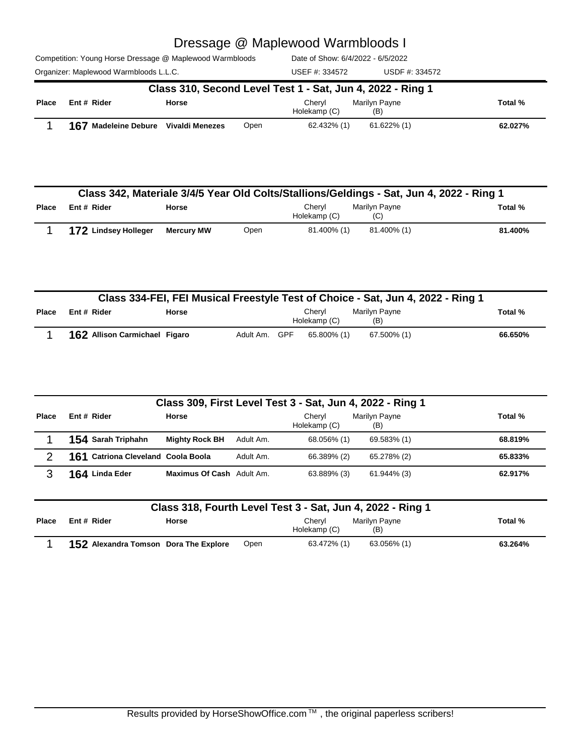# Dressage @ Maplewood Warmbloods I

Competition: Young Horse Dressage @ Maplewood Warmbloods    Date of Show: 6/4/2022 - 6/5/2022

Organizer: Maplewood Warmbloods L.L.C.    USEF #: 334572    USDF #: 334572

## Class 310, Second Level Test 1 - Sat, Jun 4, 2022 - Ring 1

| Place | Ent # | Rider | Horse | | | Cheryl Holekamp (C) | Marilyn Payne (B) | Total % |
|---|---|---|---|---|---|---|---|---|
| 1 | 167 | Madeleine Debure | Vivaldi Menezes | Open | | 62.432% (1) | 61.622% (1) | 62.027% |

## Class 342, Materiale 3/4/5 Year Old Colts/Stallions/Geldings - Sat, Jun 4, 2022 - Ring 1

| Place | Ent # | Rider | Horse | | | Cheryl Holekamp (C) | Marilyn Payne (C) | Total % |
|---|---|---|---|---|---|---|---|---|
| 1 | 172 | Lindsey Holleger | Mercury MW | Open | | 81.400% (1) | 81.400% (1) | 81.400% |

## Class 334-FEI, FEI Musical Freestyle Test of Choice - Sat, Jun 4, 2022 - Ring 1

| Place | Ent # | Rider | Horse | | | Cheryl Holekamp (C) | Marilyn Payne (B) | Total % |
|---|---|---|---|---|---|---|---|---|
| 1 | 162 | Allison Carmichael | Figaro | Adult Am. | GPF | 65.800% (1) | 67.500% (1) | 66.650% |

## Class 309, First Level Test 3 - Sat, Jun 4, 2022 - Ring 1

| Place | Ent # | Rider | Horse | | | Cheryl Holekamp (C) | Marilyn Payne (B) | Total % |
|---|---|---|---|---|---|---|---|---|
| 1 | 154 | Sarah Triphahn | Mighty Rock BH | Adult Am. | | 68.056% (1) | 69.583% (1) | 68.819% |
| 2 | 161 | Catriona Cleveland | Coola Boola | Adult Am. | | 66.389% (2) | 65.278% (2) | 65.833% |
| 3 | 164 | Linda Eder | Maximus Of Cash | Adult Am. | | 63.889% (3) | 61.944% (3) | 62.917% |

## Class 318, Fourth Level Test 3 - Sat, Jun 4, 2022 - Ring 1

| Place | Ent # | Rider | Horse | | | Cheryl Holekamp (C) | Marilyn Payne (B) | Total % |
|---|---|---|---|---|---|---|---|---|
| 1 | 152 | Alexandra Tomson | Dora The Explore | Open | | 63.472% (1) | 63.056% (1) | 63.264% |

Results provided by HorseShowOffice.com ™ , the original paperless scribers!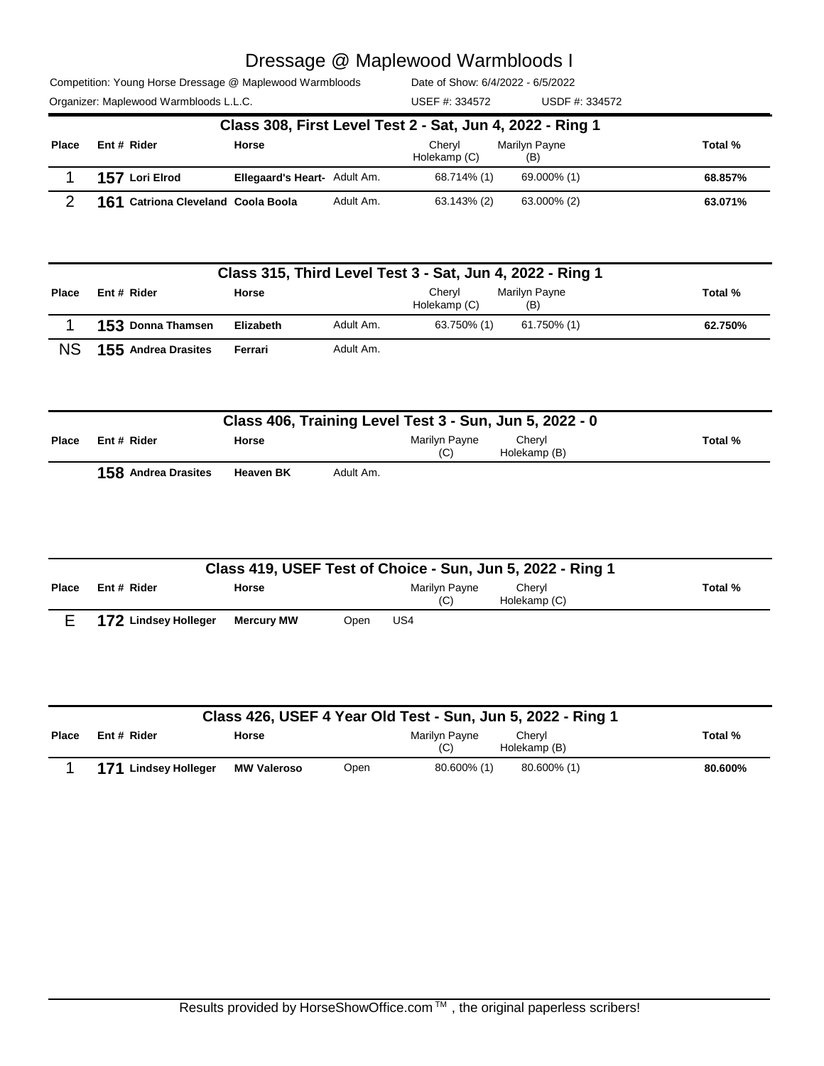# Dressage @ Maplewood Warmbloods I

Competition: Young Horse Dressage @ Maplewood Warmbloods | Date of Show: 6/4/2022 - 6/5/2022

Organizer: Maplewood Warmbloods L.L.C. | USEF #: 334572 | USDF #: 334572

## Class 308, First Level Test 2 - Sat, Jun 4, 2022 - Ring 1

| Place | Ent # | Rider | Horse | | Cheryl Holekamp (C) | Marilyn Payne (B) | Total % |
|---|---|---|---|---|---|---|---|
| 1 | 157 | Lori Elrod | Ellegaard's Heart- | Adult Am. | 68.714% (1) | 69.000% (1) | 68.857% |
| 2 | 161 | Catriona Cleveland | Coola Boola | Adult Am. | 63.143% (2) | 63.000% (2) | 63.071% |

## Class 315, Third Level Test 3 - Sat, Jun 4, 2022 - Ring 1

| Place | Ent # | Rider | Horse | | Cheryl Holekamp (C) | Marilyn Payne (B) | Total % |
|---|---|---|---|---|---|---|---|
| 1 | 153 | Donna Thamsen | Elizabeth | Adult Am. | 63.750% (1) | 61.750% (1) | 62.750% |
| NS | 155 | Andrea Drasites | Ferrari | Adult Am. | | | |

## Class 406, Training Level Test 3 - Sun, Jun 5, 2022 - 0

| Place | Ent # | Rider | Horse | | Marilyn Payne (C) | Cheryl Holekamp (B) | Total % |
|---|---|---|---|---|---|---|---|
| | 158 | Andrea Drasites | Heaven BK | Adult Am. | | | |

## Class 419, USEF Test of Choice - Sun, Jun 5, 2022 - Ring 1

| Place | Ent # | Rider | Horse | | Marilyn Payne (C) | Cheryl Holekamp (C) | Total % |
|---|---|---|---|---|---|---|---|
| E | 172 | Lindsey Holleger | Mercury MW | Open | US4 | | |

## Class 426, USEF 4 Year Old Test - Sun, Jun 5, 2022 - Ring 1

| Place | Ent # | Rider | Horse | | Marilyn Payne (C) | Cheryl Holekamp (B) | Total % |
|---|---|---|---|---|---|---|---|
| 1 | 171 | Lindsey Holleger | MW Valeroso | Open | 80.600% (1) | 80.600% (1) | 80.600% |

Results provided by HorseShowOffice.com ™ , the original paperless scribers!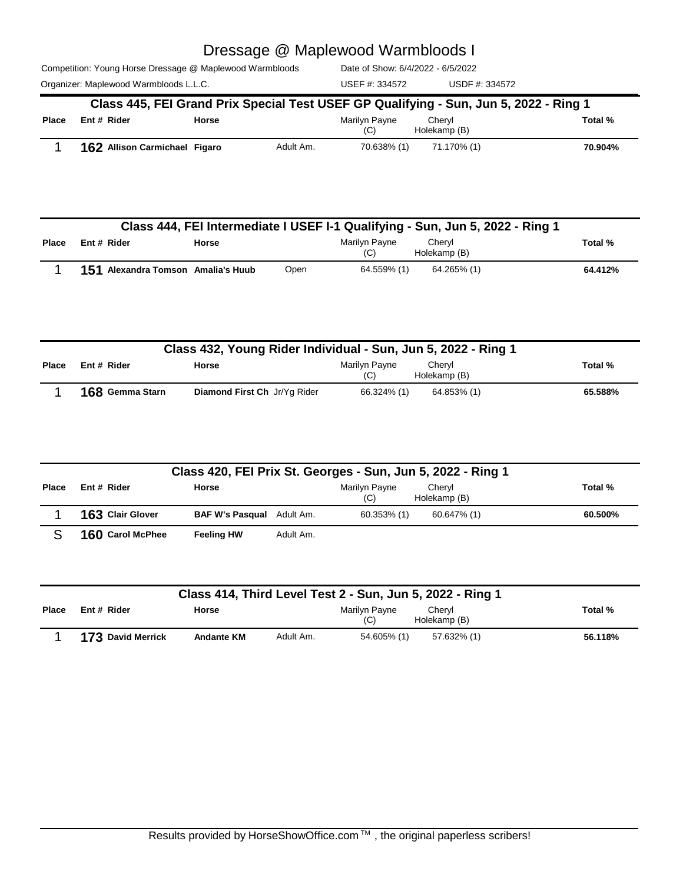# Dressage @ Maplewood Warmbloods I

Competition: Young Horse Dressage @ Maplewood Warmbloods | Date of Show: 6/4/2022 - 6/5/2022

Organizer: Maplewood Warmbloods L.L.C. | USEF #: 334572 | USDF #: 334572

## Class 445, FEI Grand Prix Special Test USEF GP Qualifying - Sun, Jun 5, 2022 - Ring 1

| Place | Ent # | Rider | Horse | | Marilyn Payne (C) | Cheryl Holekamp (B) | Total % |
|---|---|---|---|---|---|---|---|
| 1 | 162 | Allison Carmichael | Figaro | Adult Am. | 70.638% (1) | 71.170% (1) | 70.904% |

## Class 444, FEI Intermediate I USEF I-1 Qualifying - Sun, Jun 5, 2022 - Ring 1

| Place | Ent # | Rider | Horse | | Marilyn Payne (C) | Cheryl Holekamp (B) | Total % |
|---|---|---|---|---|---|---|---|
| 1 | 151 | Alexandra Tomson | Amalia's Huub | Open | 64.559% (1) | 64.265% (1) | 64.412% |

## Class 432, Young Rider Individual - Sun, Jun 5, 2022 - Ring 1

| Place | Ent # | Rider | Horse | | Marilyn Payne (C) | Cheryl Holekamp (B) | Total % |
|---|---|---|---|---|---|---|---|
| 1 | 168 | Gemma Starn | Diamond First Ch | Jr/Yg Rider | 66.324% (1) | 64.853% (1) | 65.588% |

## Class 420, FEI Prix St. Georges - Sun, Jun 5, 2022 - Ring 1

| Place | Ent # | Rider | Horse | | Marilyn Payne (C) | Cheryl Holekamp (B) | Total % |
|---|---|---|---|---|---|---|---|
| 1 | 163 | Clair Glover | BAF W's Pasqual | Adult Am. | 60.353% (1) | 60.647% (1) | 60.500% |
| S | 160 | Carol McPhee | Feeling HW | Adult Am. | | | |

## Class 414, Third Level Test 2 - Sun, Jun 5, 2022 - Ring 1

| Place | Ent # | Rider | Horse | | Marilyn Payne (C) | Cheryl Holekamp (B) | Total % |
|---|---|---|---|---|---|---|---|
| 1 | 173 | David Merrick | Andante KM | Adult Am. | 54.605% (1) | 57.632% (1) | 56.118% |

Results provided by HorseShowOffice.com ™ , the original paperless scribers!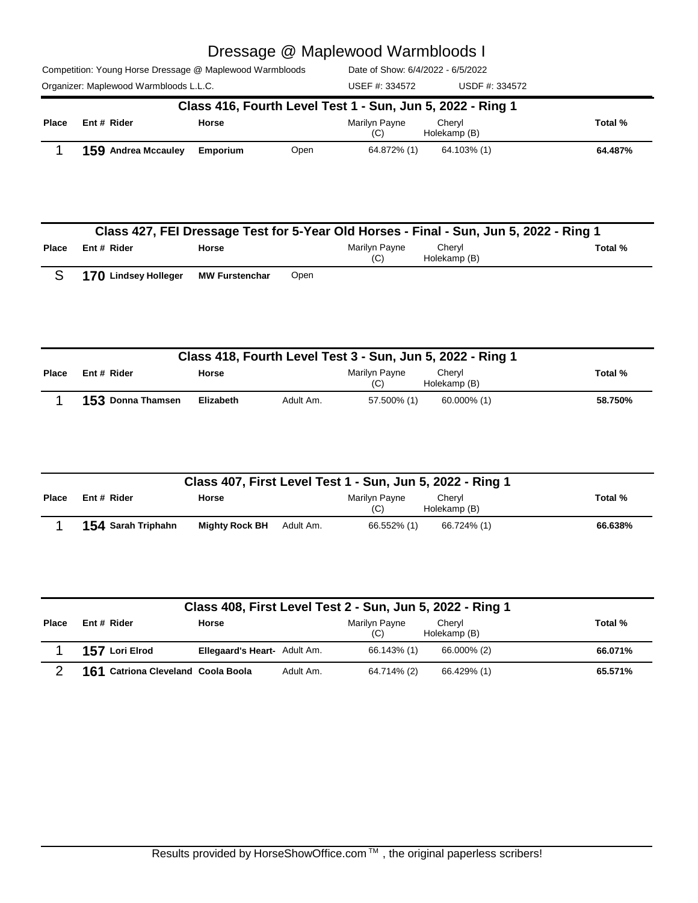# Dressage @ Maplewood Warmbloods I

Competition: Young Horse Dressage @ Maplewood Warmbloods  Date of Show: 6/4/2022 - 6/5/2022

Organizer: Maplewood Warmbloods L.L.C.  USEF #: 334572  USDF #: 334572

## Class 416, Fourth Level Test 1 - Sun, Jun 5, 2022 - Ring 1

| Place | Ent # | Rider | Horse | | Marilyn Payne (C) | Cheryl Holekamp (B) | Total % |
|---|---|---|---|---|---|---|---|
| 1 | 159 | Andrea Mccauley | Emporium | Open | 64.872% (1) | 64.103% (1) | 64.487% |

## Class 427, FEI Dressage Test for 5-Year Old Horses - Final - Sun, Jun 5, 2022 - Ring 1

| Place | Ent # | Rider | Horse | | Marilyn Payne (C) | Cheryl Holekamp (B) | Total % |
|---|---|---|---|---|---|---|---|
| S | 170 | Lindsey Holleger | MW Furstenchar | Open | | | |

## Class 418, Fourth Level Test 3 - Sun, Jun 5, 2022 - Ring 1

| Place | Ent # | Rider | Horse | | Marilyn Payne (C) | Cheryl Holekamp (B) | Total % |
|---|---|---|---|---|---|---|---|
| 1 | 153 | Donna Thamsen | Elizabeth | Adult Am. | 57.500% (1) | 60.000% (1) | 58.750% |

## Class 407, First Level Test 1 - Sun, Jun 5, 2022 - Ring 1

| Place | Ent # | Rider | Horse | | Marilyn Payne (C) | Cheryl Holekamp (B) | Total % |
|---|---|---|---|---|---|---|---|
| 1 | 154 | Sarah Triphahn | Mighty Rock BH | Adult Am. | 66.552% (1) | 66.724% (1) | 66.638% |

## Class 408, First Level Test 2 - Sun, Jun 5, 2022 - Ring 1

| Place | Ent # | Rider | Horse | | Marilyn Payne (C) | Cheryl Holekamp (B) | Total % |
|---|---|---|---|---|---|---|---|
| 1 | 157 | Lori Elrod | Ellegaard's Heart- | Adult Am. | 66.143% (1) | 66.000% (2) | 66.071% |
| 2 | 161 | Catriona Cleveland | Coola Boola | Adult Am. | 64.714% (2) | 66.429% (1) | 65.571% |

Results provided by HorseShowOffice.com ™ , the original paperless scribers!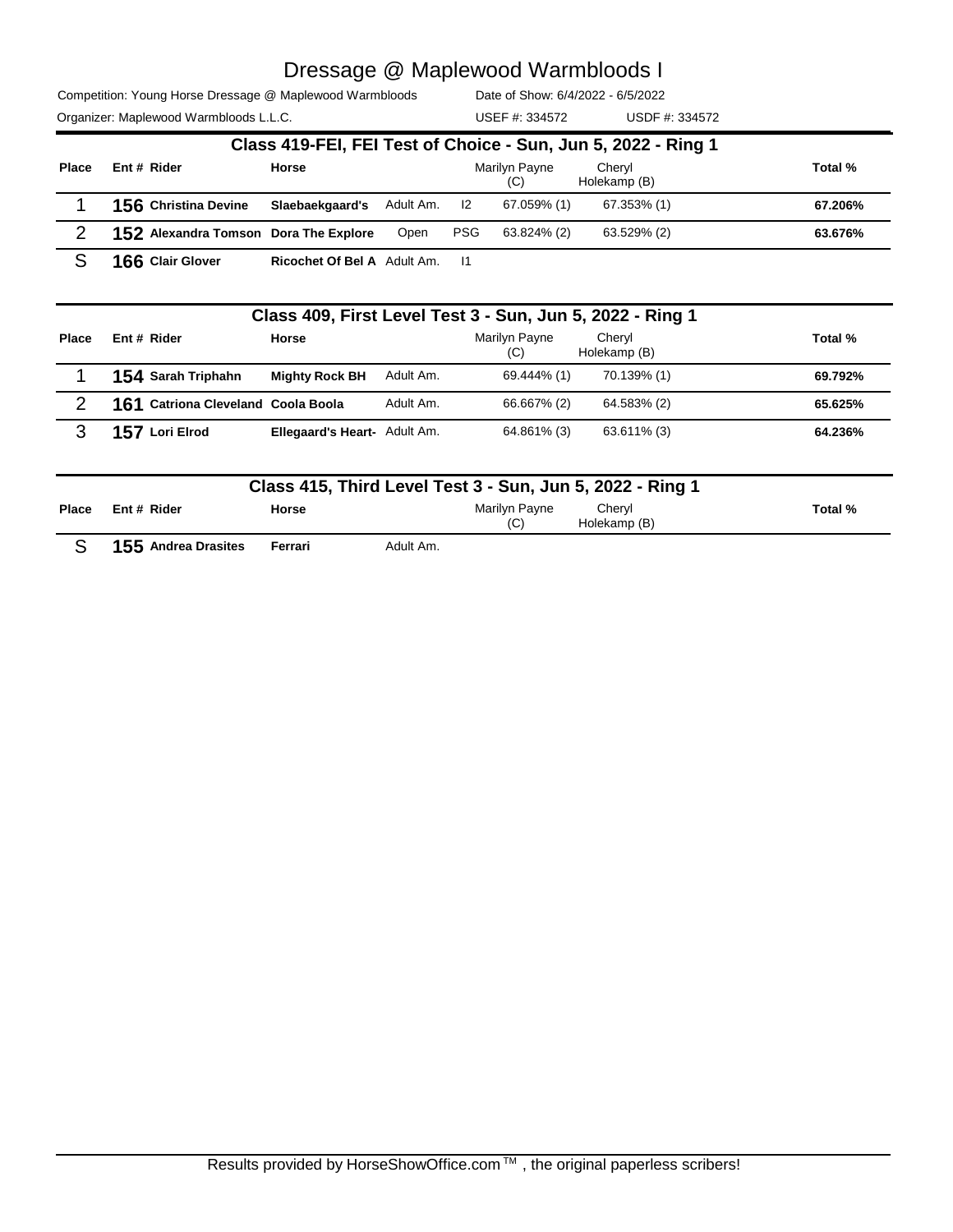# Dressage @ Maplewood Warmbloods I

Competition: Young Horse Dressage @ Maplewood Warmbloods    Date of Show: 6/4/2022 - 6/5/2022

Organizer: Maplewood Warmbloods L.L.C.    USEF #: 334572    USDF #: 334572

## Class 419-FEI, FEI Test of Choice - Sun, Jun 5, 2022 - Ring 1

| Place | Ent # | Rider | Horse | | | Marilyn Payne (C) | Cheryl Holekamp (B) | Total % |
|---|---|---|---|---|---|---|---|---|
| 1 | 156 | Christina Devine | Slaebaekgaard's | Adult Am. | I2 | 67.059% (1) | 67.353% (1) | 67.206% |
| 2 | 152 | Alexandra Tomson | Dora The Explore | Open | PSG | 63.824% (2) | 63.529% (2) | 63.676% |
| S | 166 | Clair Glover | Ricochet Of Bel A | Adult Am. | I1 | | | |

## Class 409, First Level Test 3 - Sun, Jun 5, 2022 - Ring 1

| Place | Ent # | Rider | Horse | | Marilyn Payne (C) | Cheryl Holekamp (B) | Total % |
|---|---|---|---|---|---|---|---|
| 1 | 154 | Sarah Triphahn | Mighty Rock BH | Adult Am. | 69.444% (1) | 70.139% (1) | 69.792% |
| 2 | 161 | Catriona Cleveland | Coola Boola | Adult Am. | 66.667% (2) | 64.583% (2) | 65.625% |
| 3 | 157 | Lori Elrod | Ellegaard's Heart- | Adult Am. | 64.861% (3) | 63.611% (3) | 64.236% |

## Class 415, Third Level Test 3 - Sun, Jun 5, 2022 - Ring 1

| Place | Ent # | Rider | Horse | | Marilyn Payne (C) | Cheryl Holekamp (B) | Total % |
|---|---|---|---|---|---|---|---|
| S | 155 | Andrea Drasites | Ferrari | Adult Am. | | | |

Results provided by HorseShowOffice.com ™ , the original paperless scribers!